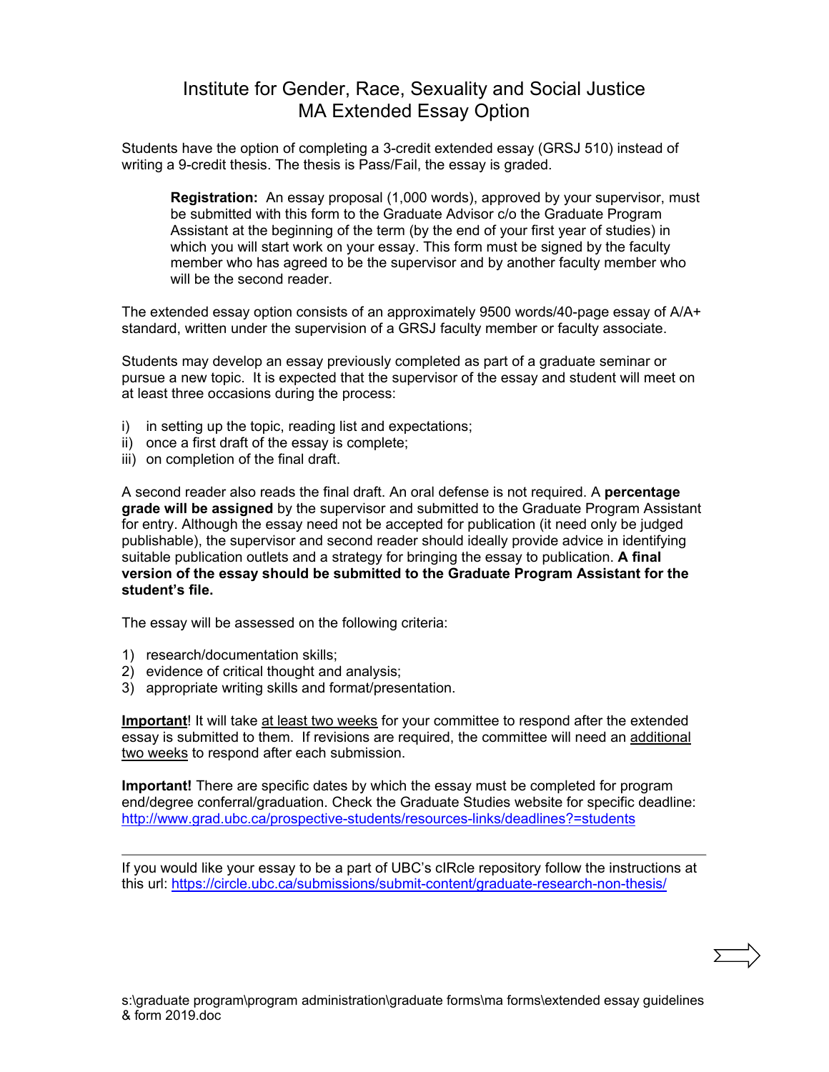# Institute for Gender, Race, Sexuality and Social Justice
## MA Extended Essay Option

Students have the option of completing a 3-credit extended essay (GRSJ 510) instead of writing a 9-credit thesis. The thesis is Pass/Fail, the essay is graded.

> **Registration:** An essay proposal (1,000 words), approved by your supervisor, must be submitted with this form to the Graduate Advisor c/o the Graduate Program Assistant at the beginning of the term (by the end of your first year of studies) in which you will start work on your essay. This form must be signed by the faculty member who has agreed to be the supervisor and by another faculty member who will be the second reader.

The extended essay option consists of an approximately 9500 words/40-page essay of A/A+ standard, written under the supervision of a GRSJ faculty member or faculty associate.

Students may develop an essay previously completed as part of a graduate seminar or pursue a new topic. It is expected that the supervisor of the essay and student will meet on at least three occasions during the process:

i) in setting up the topic, reading list and expectations;
ii) once a first draft of the essay is complete;
iii) on completion of the final draft.

A second reader also reads the final draft. An oral defense is not required. A **percentage grade will be assigned** by the supervisor and submitted to the Graduate Program Assistant for entry. Although the essay need not be accepted for publication (it need only be judged publishable), the supervisor and second reader should ideally provide advice in identifying suitable publication outlets and a strategy for bringing the essay to publication. **A final version of the essay should be submitted to the Graduate Program Assistant for the student's file.**

The essay will be assessed on the following criteria:

1) research/documentation skills;
2) evidence of critical thought and analysis;
3) appropriate writing skills and format/presentation.

<u>**Important**</u>! It will take <u>at least two weeks</u> for your committee to respond after the extended essay is submitted to them. If revisions are required, the committee will need an <u>additional two weeks</u> to respond after each submission.

**Important!** There are specific dates by which the essay must be completed for program end/degree conferral/graduation. Check the Graduate Studies website for specific deadline: http://www.grad.ubc.ca/prospective-students/resources-links/deadlines?=students

---

If you would like your essay to be a part of UBC's cIRcle repository follow the instructions at this url: https://circle.ubc.ca/submissions/submit-content/graduate-research-non-thesis/

s:\graduate program\program administration\graduate forms\ma forms\extended essay guidelines & form 2019.doc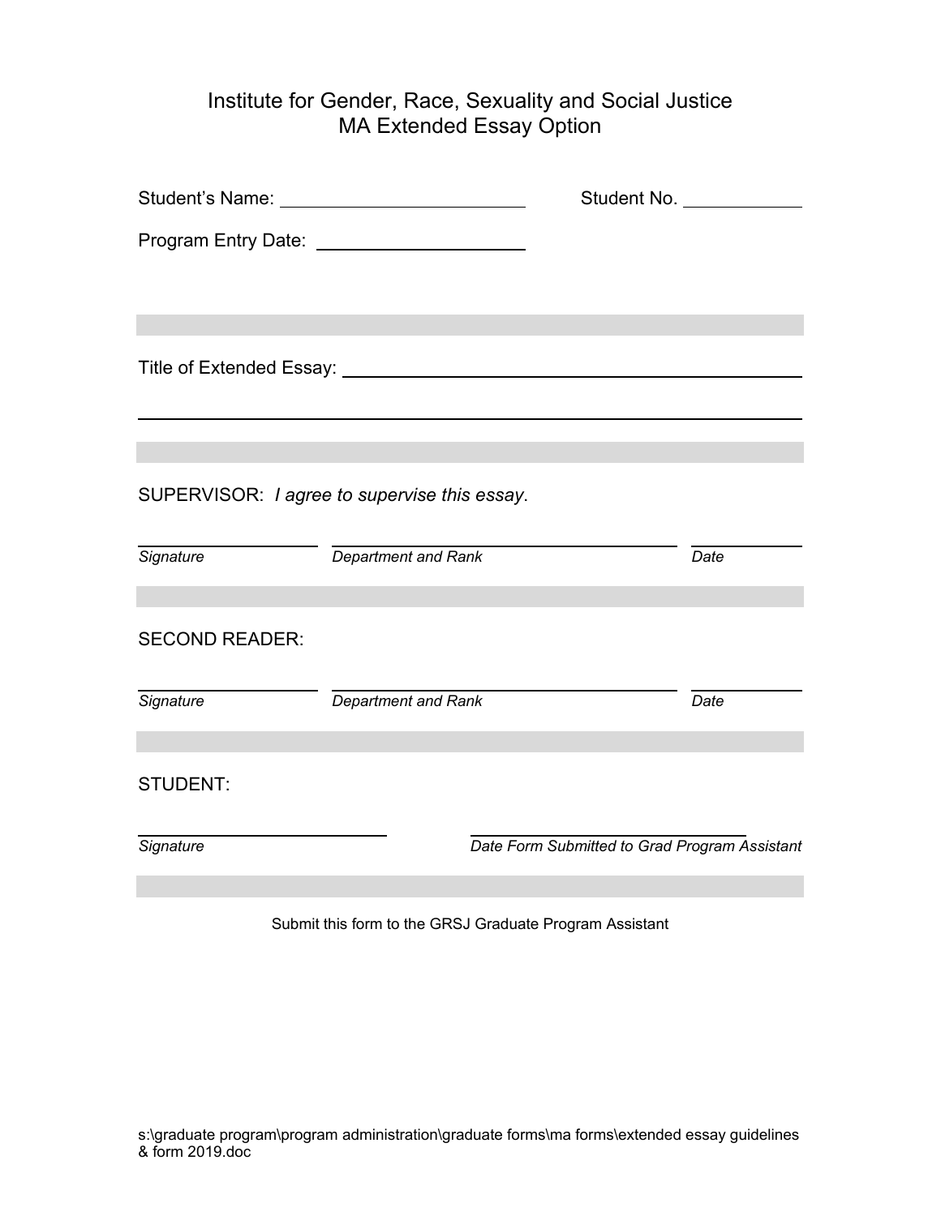# Institute for Gender, Race, Sexuality and Social Justice
## MA Extended Essay Option

Student's Name: ______________________________ Student No. ______________

Program Entry Date: ______________________

---

Title of Extended Essay: __________________________________________________

______________________________________________________________________

---

SUPERVISOR: *I agree to supervise this essay*.

| | | |
|---|---|---|
| ______________ | ______________________________ | __________ |
| *Signature* | *Department and Rank* | *Date* |

---

SECOND READER:

| | | |
|---|---|---|
| ______________ | ______________________________ | __________ |
| *Signature* | *Department and Rank* | *Date* |

---

STUDENT:

| | |
|---|---|
| ____________________ | ______________________________ |
| *Signature* | *Date Form Submitted to Grad Program Assistant* |

---

Submit this form to the GRSJ Graduate Program Assistant

s:\graduate program\program administration\graduate forms\ma forms\extended essay guidelines & form 2019.doc